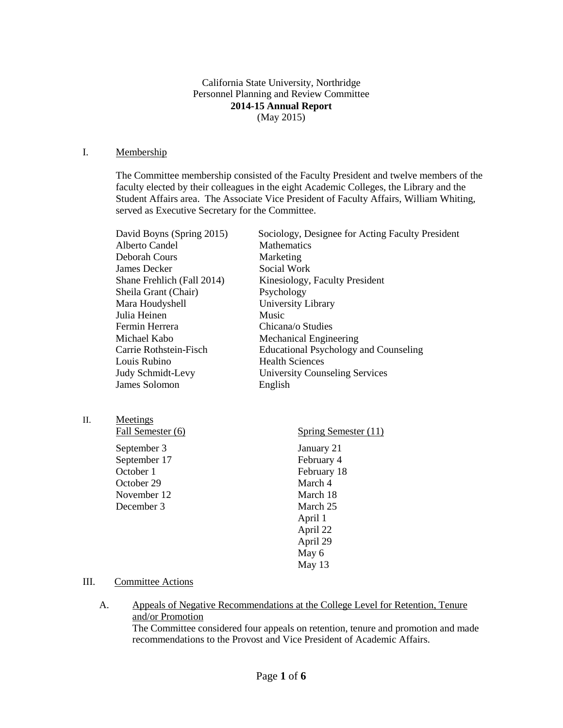California State University, Northridge
Personnel Planning and Review Committee
**2014-15 Annual Report**
(May 2015)

## I. Membership

The Committee membership consisted of the Faculty President and twelve members of the faculty elected by their colleagues in the eight Academic Colleges, the Library and the Student Affairs area. The Associate Vice President of Faculty Affairs, William Whiting, served as Executive Secretary for the Committee.

| | |
|---|---|
| David Boyns (Spring 2015) | Sociology, Designee for Acting Faculty President |
| Alberto Candel | Mathematics |
| Deborah Cours | Marketing |
| James Decker | Social Work |
| Shane Frehlich (Fall 2014) | Kinesiology, Faculty President |
| Sheila Grant (Chair) | Psychology |
| Mara Houdyshell | University Library |
| Julia Heinen | Music |
| Fermin Herrera | Chicana/o Studies |
| Michael Kabo | Mechanical Engineering |
| Carrie Rothstein-Fisch | Educational Psychology and Counseling |
| Louis Rubino | Health Sciences |
| Judy Schmidt-Levy | University Counseling Services |
| James Solomon | English |

## II. Meetings

| Fall Semester (6) | Spring Semester (11) |
|---|---|
| September 3 | January 21 |
| September 17 | February 4 |
| October 1 | February 18 |
| October 29 | March 4 |
| November 12 | March 18 |
| December 3 | March 25 |
| | April 1 |
| | April 22 |
| | April 29 |
| | May 6 |
| | May 13 |

## III. Committee Actions

### A. Appeals of Negative Recommendations at the College Level for Retention, Tenure and/or Promotion

The Committee considered four appeals on retention, tenure and promotion and made recommendations to the Provost and Vice President of Academic Affairs.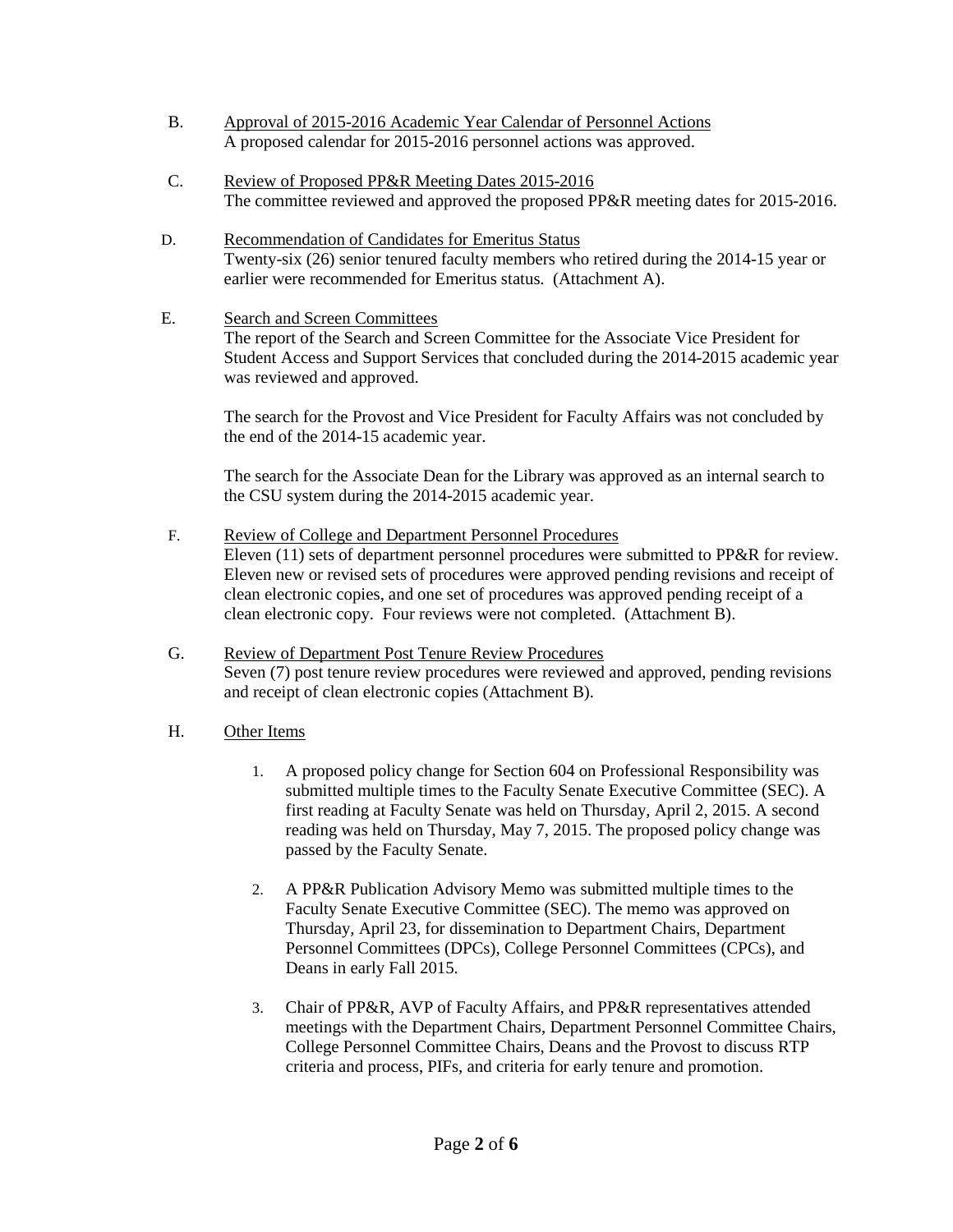B. Approval of 2015-2016 Academic Year Calendar of Personnel Actions
A proposed calendar for 2015-2016 personnel actions was approved.

C. Review of Proposed PP&R Meeting Dates 2015-2016
The committee reviewed and approved the proposed PP&R meeting dates for 2015-2016.

D. Recommendation of Candidates for Emeritus Status
Twenty-six (26) senior tenured faculty members who retired during the 2014-15 year or earlier were recommended for Emeritus status. (Attachment A).

E. Search and Screen Committees
The report of the Search and Screen Committee for the Associate Vice President for Student Access and Support Services that concluded during the 2014-2015 academic year was reviewed and approved.

The search for the Provost and Vice President for Faculty Affairs was not concluded by the end of the 2014-15 academic year.

The search for the Associate Dean for the Library was approved as an internal search to the CSU system during the 2014-2015 academic year.

F. Review of College and Department Personnel Procedures
Eleven (11) sets of department personnel procedures were submitted to PP&R for review. Eleven new or revised sets of procedures were approved pending revisions and receipt of clean electronic copies, and one set of procedures was approved pending receipt of a clean electronic copy. Four reviews were not completed. (Attachment B).

G. Review of Department Post Tenure Review Procedures
Seven (7) post tenure review procedures were reviewed and approved, pending revisions and receipt of clean electronic copies (Attachment B).

H. Other Items

1. A proposed policy change for Section 604 on Professional Responsibility was submitted multiple times to the Faculty Senate Executive Committee (SEC). A first reading at Faculty Senate was held on Thursday, April 2, 2015. A second reading was held on Thursday, May 7, 2015. The proposed policy change was passed by the Faculty Senate.

2. A PP&R Publication Advisory Memo was submitted multiple times to the Faculty Senate Executive Committee (SEC). The memo was approved on Thursday, April 23, for dissemination to Department Chairs, Department Personnel Committees (DPCs), College Personnel Committees (CPCs), and Deans in early Fall 2015.

3. Chair of PP&R, AVP of Faculty Affairs, and PP&R representatives attended meetings with the Department Chairs, Department Personnel Committee Chairs, College Personnel Committee Chairs, Deans and the Provost to discuss RTP criteria and process, PIFs, and criteria for early tenure and promotion.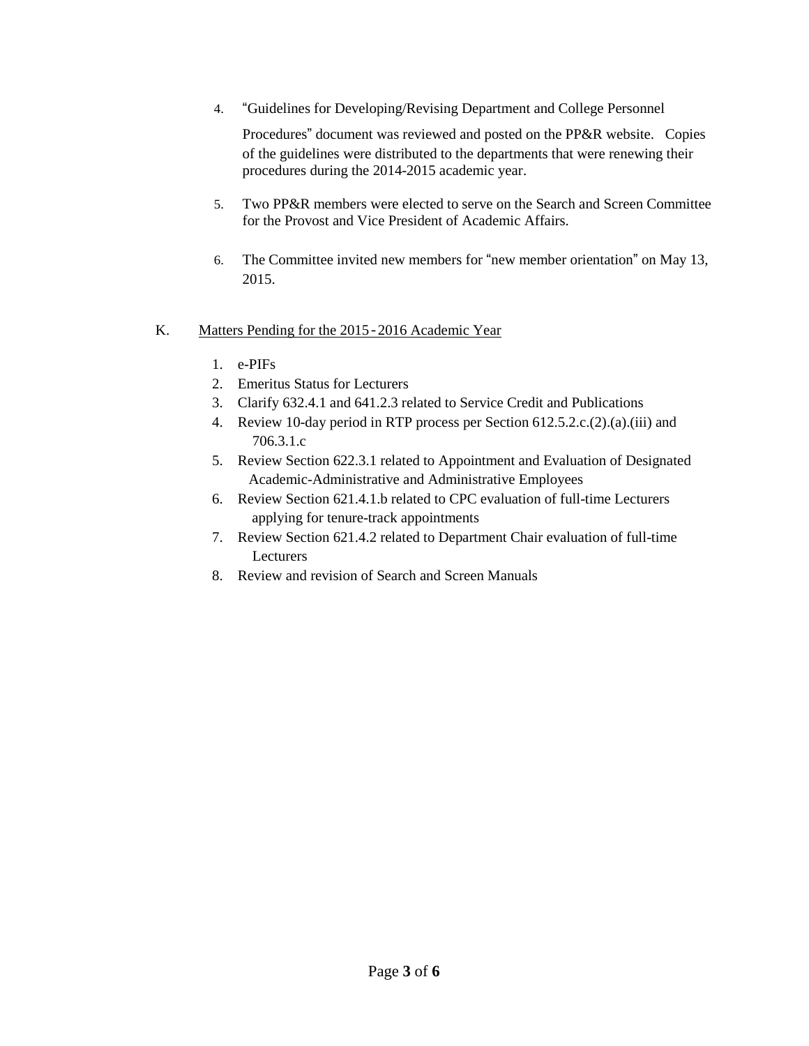4. "Guidelines for Developing/Revising Department and College Personnel Procedures" document was reviewed and posted on the PP&R website. Copies of the guidelines were distributed to the departments that were renewing their procedures during the 2014-2015 academic year.

5. Two PP&R members were elected to serve on the Search and Screen Committee for the Provost and Vice President of Academic Affairs.

6. The Committee invited new members for "new member orientation" on May 13, 2015.

K. Matters Pending for the 2015-2016 Academic Year

1. e-PIFs
2. Emeritus Status for Lecturers
3. Clarify 632.4.1 and 641.2.3 related to Service Credit and Publications
4. Review 10-day period in RTP process per Section 612.5.2.c.(2).(a).(iii) and 706.3.1.c
5. Review Section 622.3.1 related to Appointment and Evaluation of Designated Academic-Administrative and Administrative Employees
6. Review Section 621.4.1.b related to CPC evaluation of full-time Lecturers applying for tenure-track appointments
7. Review Section 621.4.2 related to Department Chair evaluation of full-time Lecturers
8. Review and revision of Search and Screen Manuals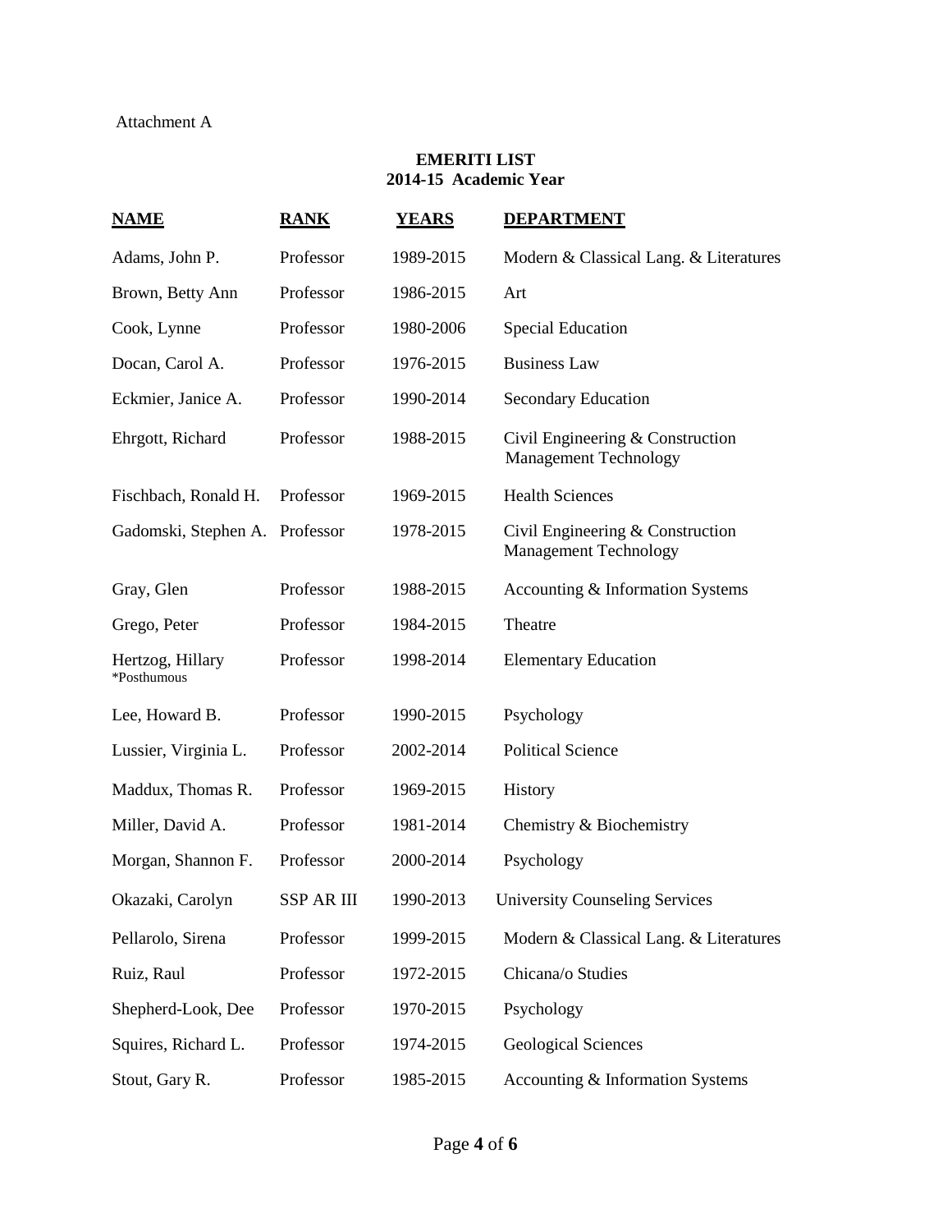Attachment A

## EMERITI LIST
## 2014-15 Academic Year

| NAME | RANK | YEARS | DEPARTMENT |
|---|---|---|---|
| Adams, John P. | Professor | 1989-2015 | Modern & Classical Lang. & Literatures |
| Brown, Betty Ann | Professor | 1986-2015 | Art |
| Cook, Lynne | Professor | 1980-2006 | Special Education |
| Docan, Carol A. | Professor | 1976-2015 | Business Law |
| Eckmier, Janice A. | Professor | 1990-2014 | Secondary Education |
| Ehrgott, Richard | Professor | 1988-2015 | Civil Engineering & Construction Management Technology |
| Fischbach, Ronald H. | Professor | 1969-2015 | Health Sciences |
| Gadomski, Stephen A. | Professor | 1978-2015 | Civil Engineering & Construction Management Technology |
| Gray, Glen | Professor | 1988-2015 | Accounting & Information Systems |
| Grego, Peter | Professor | 1984-2015 | Theatre |
| Hertzog, Hillary *Posthumous | Professor | 1998-2014 | Elementary Education |
| Lee, Howard B. | Professor | 1990-2015 | Psychology |
| Lussier, Virginia L. | Professor | 2002-2014 | Political Science |
| Maddux, Thomas R. | Professor | 1969-2015 | History |
| Miller, David A. | Professor | 1981-2014 | Chemistry & Biochemistry |
| Morgan, Shannon F. | Professor | 2000-2014 | Psychology |
| Okazaki, Carolyn | SSP AR III | 1990-2013 | University Counseling Services |
| Pellarolo, Sirena | Professor | 1999-2015 | Modern & Classical Lang. & Literatures |
| Ruiz, Raul | Professor | 1972-2015 | Chicana/o Studies |
| Shepherd-Look, Dee | Professor | 1970-2015 | Psychology |
| Squires, Richard L. | Professor | 1974-2015 | Geological Sciences |
| Stout, Gary R. | Professor | 1985-2015 | Accounting & Information Systems |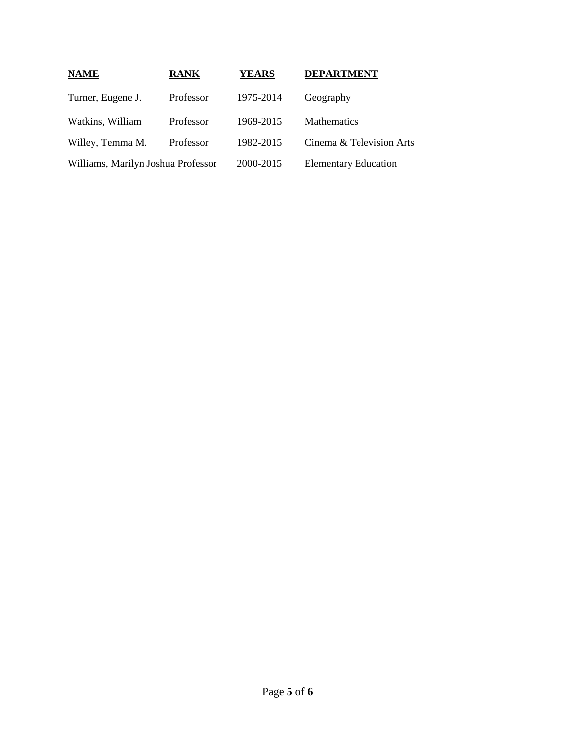| NAME | RANK | YEARS | DEPARTMENT |
| --- | --- | --- | --- |
| Turner, Eugene J. | Professor | 1975-2014 | Geography |
| Watkins, William | Professor | 1969-2015 | Mathematics |
| Willey, Temma M. | Professor | 1982-2015 | Cinema & Television Arts |
| Williams, Marilyn Joshua | Professor | 2000-2015 | Elementary Education |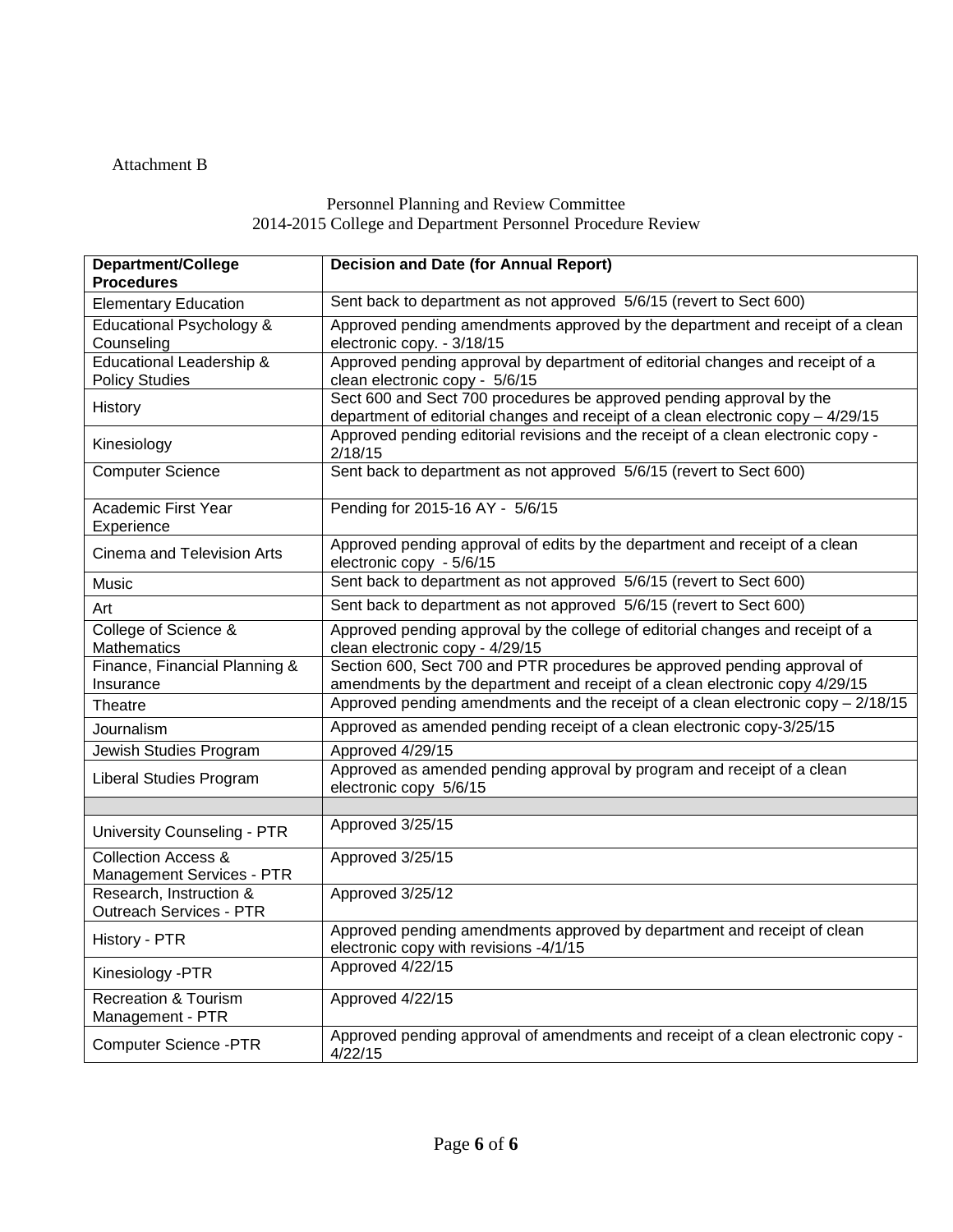Attachment B

Personnel Planning and Review Committee
2014-2015 College and Department Personnel Procedure Review

| Department/College Procedures | Decision and Date (for Annual Report) |
|---|---|
| Elementary Education | Sent back to department as not approved 5/6/15 (revert to Sect 600) |
| Educational Psychology & Counseling | Approved pending amendments approved by the department and receipt of a clean electronic copy. - 3/18/15 |
| Educational Leadership & Policy Studies | Approved pending approval by department of editorial changes and receipt of a clean electronic copy - 5/6/15 |
| History | Sect 600 and Sect 700 procedures be approved pending approval by the department of editorial changes and receipt of a clean electronic copy – 4/29/15 |
| Kinesiology | Approved pending editorial revisions and the receipt of a clean electronic copy - 2/18/15 |
| Computer Science | Sent back to department as not approved 5/6/15 (revert to Sect 600) |
| Academic First Year Experience | Pending for 2015-16 AY - 5/6/15 |
| Cinema and Television Arts | Approved pending approval of edits by the department and receipt of a clean electronic copy - 5/6/15 |
| Music | Sent back to department as not approved 5/6/15 (revert to Sect 600) |
| Art | Sent back to department as not approved 5/6/15 (revert to Sect 600) |
| College of Science & Mathematics | Approved pending approval by the college of editorial changes and receipt of a clean electronic copy - 4/29/15 |
| Finance, Financial Planning & Insurance | Section 600, Sect 700 and PTR procedures be approved pending approval of amendments by the department and receipt of a clean electronic copy 4/29/15 |
| Theatre | Approved pending amendments and the receipt of a clean electronic copy – 2/18/15 |
| Journalism | Approved as amended pending receipt of a clean electronic copy-3/25/15 |
| Jewish Studies Program | Approved 4/29/15 |
| Liberal Studies Program | Approved as amended pending approval by program and receipt of a clean electronic copy 5/6/15 |
| | |
| University Counseling - PTR | Approved 3/25/15 |
| Collection Access & Management Services - PTR | Approved 3/25/15 |
| Research, Instruction & Outreach Services - PTR | Approved 3/25/12 |
| History - PTR | Approved pending amendments approved by department and receipt of clean electronic copy with revisions -4/1/15 |
| Kinesiology -PTR | Approved 4/22/15 |
| Recreation & Tourism Management - PTR | Approved 4/22/15 |
| Computer Science -PTR | Approved pending approval of amendments and receipt of a clean electronic copy - 4/22/15 |